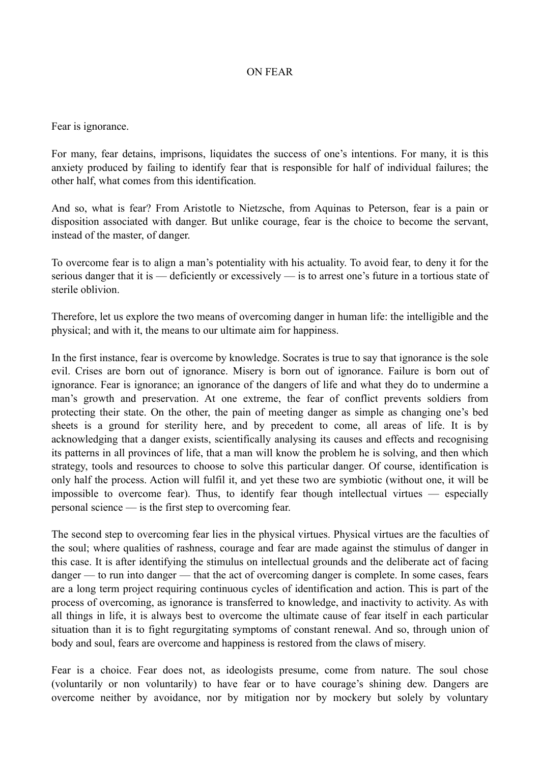# ON FEAR

Fear is ignorance.

For many, fear detains, imprisons, liquidates the success of one's intentions. For many, it is this anxiety produced by failing to identify fear that is responsible for half of individual failures; the other half, what comes from this identification.

And so, what is fear? From Aristotle to Nietzsche, from Aquinas to Peterson, fear is a pain or disposition associated with danger. But unlike courage, fear is the choice to become the servant, instead of the master, of danger.

To overcome fear is to align a man's potentiality with his actuality. To avoid fear, to deny it for the serious danger that it is — deficiently or excessively — is to arrest one's future in a tortious state of sterile oblivion.

Therefore, let us explore the two means of overcoming danger in human life: the intelligible and the physical; and with it, the means to our ultimate aim for happiness.

In the first instance, fear is overcome by knowledge. Socrates is true to say that ignorance is the sole evil. Crises are born out of ignorance. Misery is born out of ignorance. Failure is born out of ignorance. Fear is ignorance; an ignorance of the dangers of life and what they do to undermine a man's growth and preservation. At one extreme, the fear of conflict prevents soldiers from protecting their state. On the other, the pain of meeting danger as simple as changing one's bed sheets is a ground for sterility here, and by precedent to come, all areas of life. It is by acknowledging that a danger exists, scientifically analysing its causes and effects and recognising its patterns in all provinces of life, that a man will know the problem he is solving, and then which strategy, tools and resources to choose to solve this particular danger. Of course, identification is only half the process. Action will fulfil it, and yet these two are symbiotic (without one, it will be impossible to overcome fear). Thus, to identify fear though intellectual virtues — especially personal science — is the first step to overcoming fear.

The second step to overcoming fear lies in the physical virtues. Physical virtues are the faculties of the soul; where qualities of rashness, courage and fear are made against the stimulus of danger in this case. It is after identifying the stimulus on intellectual grounds and the deliberate act of facing danger — to run into danger — that the act of overcoming danger is complete. In some cases, fears are a long term project requiring continuous cycles of identification and action. This is part of the process of overcoming, as ignorance is transferred to knowledge, and inactivity to activity. As with all things in life, it is always best to overcome the ultimate cause of fear itself in each particular situation than it is to fight regurgitating symptoms of constant renewal. And so, through union of body and soul, fears are overcome and happiness is restored from the claws of misery.

Fear is a choice. Fear does not, as ideologists presume, come from nature. The soul chose (voluntarily or non voluntarily) to have fear or to have courage's shining dew. Dangers are overcome neither by avoidance, nor by mitigation nor by mockery but solely by voluntary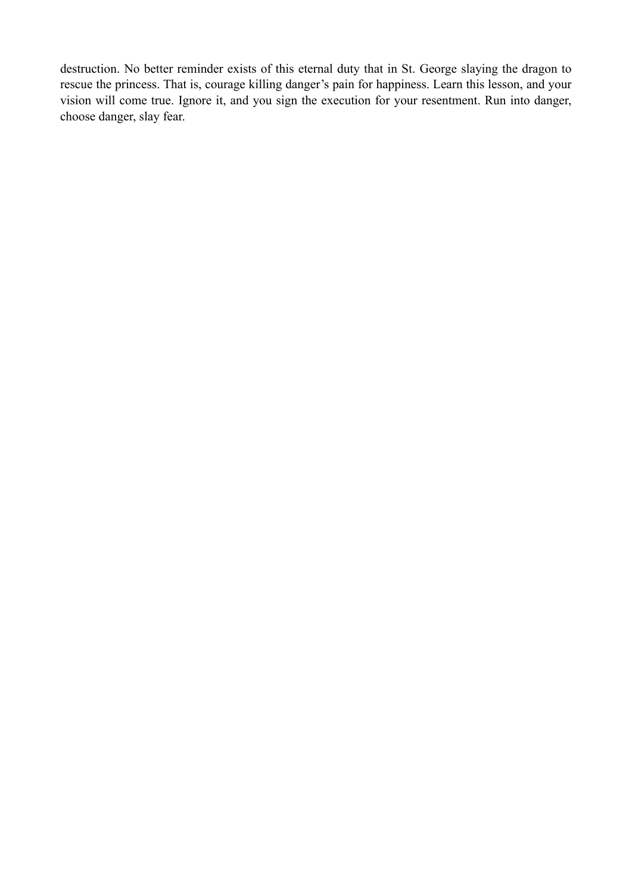destruction. No better reminder exists of this eternal duty that in St. George slaying the dragon to rescue the princess. That is, courage killing danger's pain for happiness. Learn this lesson, and your vision will come true. Ignore it, and you sign the execution for your resentment. Run into danger, choose danger, slay fear.